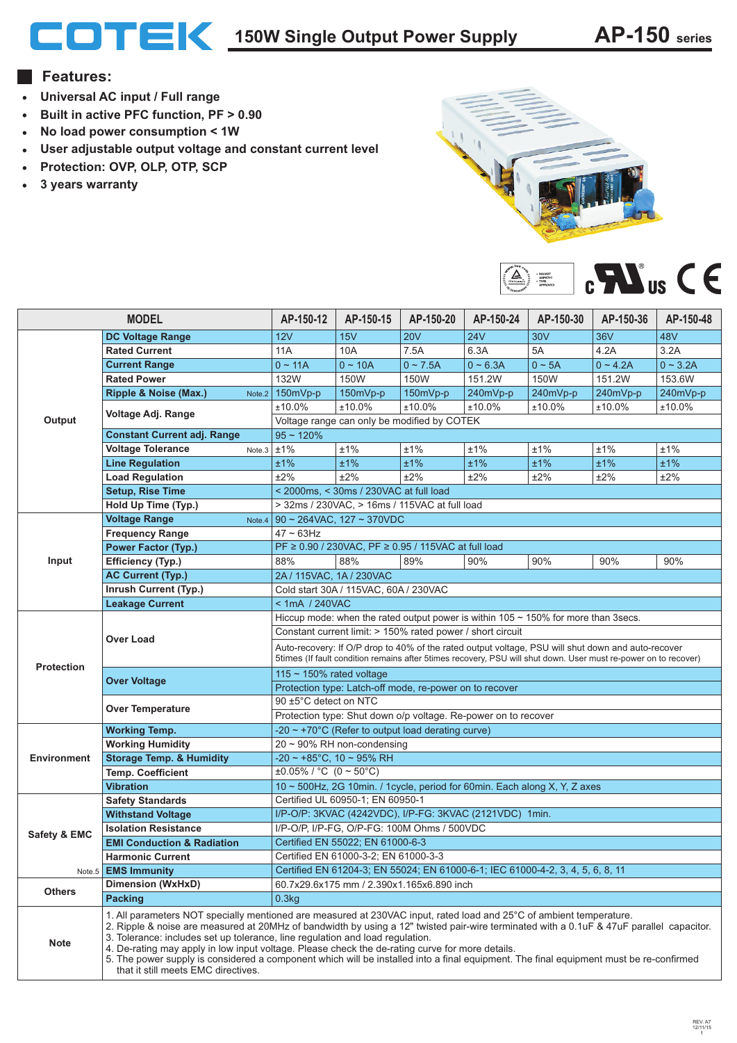# COTEK 150W Single Output Power Supply AP-150 series

## Features:

- Universal AC input / Full range
- Built in active PFC function, PF > 0.90
- No load power consumption < 1W
- User adjustable output voltage and constant current level
- Protection: OVP, OLP, OTP, SCP
- 3 years warranty

| MODEL | | AP-150-12 | AP-150-15 | AP-150-20 | AP-150-24 | AP-150-30 | AP-150-36 | AP-150-48 |
|---|---|---|---|---|---|---|---|---|
| Output | DC Voltage Range | 12V | 15V | 20V | 24V | 30V | 36V | 48V |
| | Rated Current | 11A | 10A | 7.5A | 6.3A | 5A | 4.2A | 3.2A |
| | Current Range | 0 ~ 11A | 0 ~ 10A | 0 ~ 7.5A | 0 ~ 6.3A | 0 ~ 5A | 0 ~ 4.2A | 0 ~ 3.2A |
| | Rated Power | 132W | 150W | 150W | 151.2W | 150W | 151.2W | 153.6W |
| | Ripple & Noise (Max.) Note.2 | 150mVp-p | 150mVp-p | 150mVp-p | 240mVp-p | 240mVp-p | 240mVp-p | 240mVp-p |
| | Voltage Adj. Range | ±10.0% | ±10.0% | ±10.0% | ±10.0% | ±10.0% | ±10.0% | ±10.0% |
| | | Voltage range can only be modified by COTEK | | | | | | |
| | Constant Current adj. Range | 95 ~ 120% | | | | | | |
| | Voltage Tolerance Note.3 | ±1% | ±1% | ±1% | ±1% | ±1% | ±1% | ±1% |
| | Line Regulation | ±1% | ±1% | ±1% | ±1% | ±1% | ±1% | ±1% |
| | Load Regulation | ±2% | ±2% | ±2% | ±2% | ±2% | ±2% | ±2% |
| | Setup, Rise Time | < 2000ms, < 30ms / 230VAC at full load | | | | | | |
| | Hold Up Time (Typ.) | > 32ms / 230VAC, > 16ms / 115VAC at full load | | | | | | |
| Input | Voltage Range Note.4 | 90 ~ 264VAC, 127 ~ 370VDC | | | | | | |
| | Frequency Range | 47 ~ 63Hz | | | | | | |
| | Power Factor (Typ.) | PF ≥ 0.90 / 230VAC, PF ≥ 0.95 / 115VAC at full load | | | | | | |
| | Efficiency (Typ.) | 88% | 88% | 89% | 90% | 90% | 90% | 90% |
| | AC Current (Typ.) | 2A / 115VAC, 1A / 230VAC | | | | | | |
| | Inrush Current (Typ.) | Cold start 30A / 115VAC, 60A / 230VAC | | | | | | |
| | Leakage Current | < 1mA / 240VAC | | | | | | |
| Protection | Over Load | Hiccup mode: when the rated output power is within 105 ~ 150% for more than 3secs. | | | | | | |
| | | Constant current limit: > 150% rated power / short circuit | | | | | | |
| | | Auto-recovery: If O/P drop to 40% of the rated output voltage, PSU will shut down and auto-recover 5times (If fault condition remains after 5times recovery, PSU will shut down. User must re-power on to recover) | | | | | | |
| | Over Voltage | 115 ~ 150% rated voltage | | | | | | |
| | | Protection type: Latch-off mode, re-power on to recover | | | | | | |
| | Over Temperature | 90 ±5°C detect on NTC | | | | | | |
| | | Protection type: Shut down o/p voltage. Re-power on to recover | | | | | | |
| Environment | Working Temp. | -20 ~ +70°C (Refer to output load derating curve) | | | | | | |
| | Working Humidity | 20 ~ 90% RH non-condensing | | | | | | |
| | Storage Temp. & Humidity | -20 ~ +85°C, 10 ~ 95% RH | | | | | | |
| | Temp. Coefficient | ±0.05% / °C (0 ~ 50°C) | | | | | | |
| | Vibration | 10 ~ 500Hz, 2G 10min. / 1cycle, period for 60min. Each along X, Y, Z axes | | | | | | |
| Safety & EMC | Safety Standards | Certified UL 60950-1; EN 60950-1 | | | | | | |
| | Withstand Voltage | I/P-O/P: 3KVAC (4242VDC), I/P-FG: 3KVAC (2121VDC) 1min. | | | | | | |
| | Isolation Resistance | I/P-O/P, I/P-FG, O/P-FG: 100M Ohms / 500VDC | | | | | | |
| | EMI Conduction & Radiation | Certified EN 55022; EN 61000-6-3 | | | | | | |
| | Harmonic Current | Certified EN 61000-3-2; EN 61000-3-3 | | | | | | |
| Note.5 | EMS Immunity | Certified EN 61204-3; EN 55024; EN 61000-6-1; IEC 61000-4-2, 3, 4, 5, 6, 8, 11 | | | | | | |
| Others | Dimension (WxHxD) | 60.7x29.6x175 mm / 2.390x1.165x6.890 inch | | | | | | |
| | Packing | 0.3kg | | | | | | |

**Note**

1. All parameters NOT specially mentioned are measured at 230VAC input, rated load and 25°C of ambient temperature.
2. Ripple & noise are measured at 20MHz of bandwidth by using a 12" twisted pair-wire terminated with a 0.1uF & 47uF parallel capacitor.
3. Tolerance: includes set up tolerance, line regulation and load regulation.
4. De-rating may apply in low input voltage. Please check the de-rating curve for more details.
5. The power supply is considered a component which will be installed into a final equipment. The final equipment must be re-confirmed that it still meets EMC directives.

REV. A7
12/11/15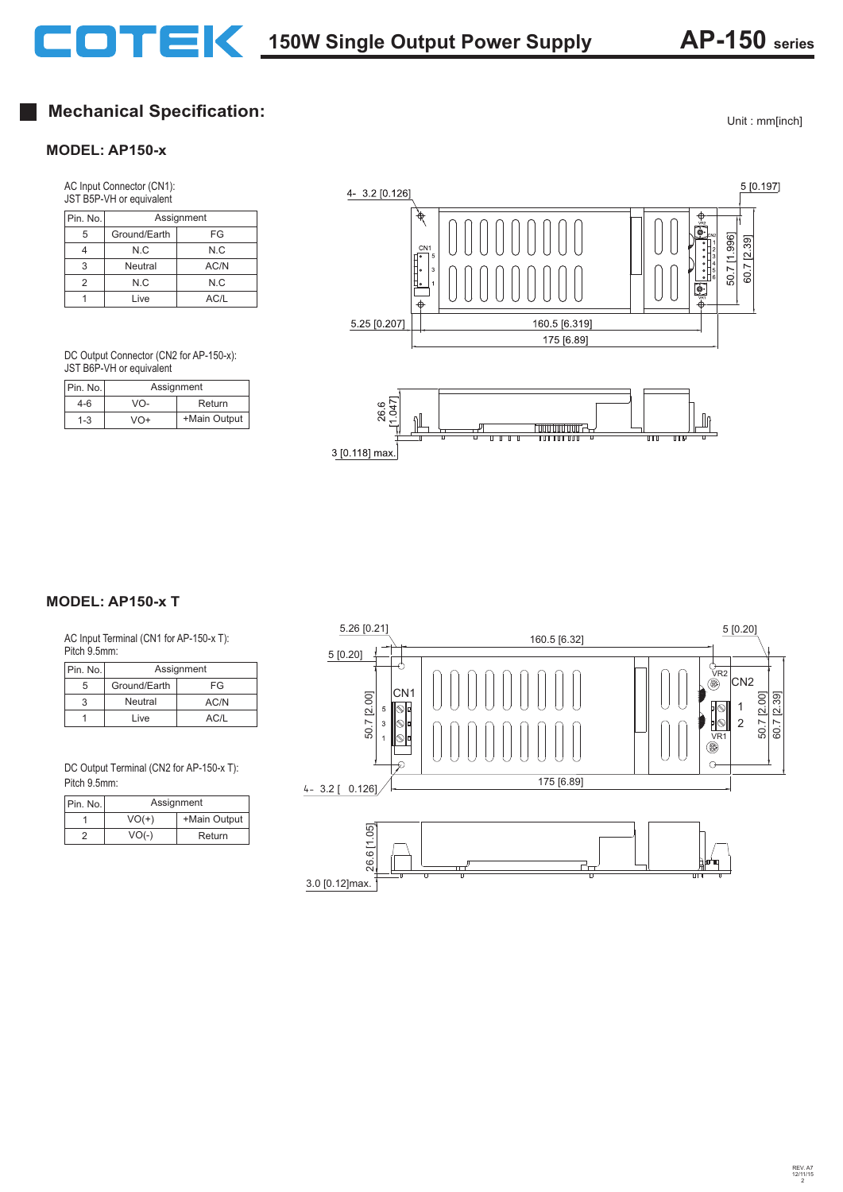## Mechanical Specification:

Unit : mm[inch]

### MODEL: AP150-x

AC Input Connector (CN1):
JST B5P-VH or equivalent

| Pin. No. | Assignment | |
|---|---|---|
| 5 | Ground/Earth | FG |
| 4 | N.C | N.C |
| 3 | Neutral | AC/N |
| 2 | N.C | N.C |
| 1 | Live | AC/L |

DC Output Connector (CN2 for AP-150-x):
JST B6P-VH or equivalent

| Pin. No. | Assignment | |
|---|---|---|
| 4-6 | VO- | Return |
| 1-3 | VO+ | +Main Output |

4- 3.2 [0.126]
5 [0.197]
50.7 [1.996]
60.7 [2.39]
5.25 [0.207]
160.5 [6.319]
175 [6.89]
26.6 [1.047]
3 [0.118] max.

### MODEL: AP150-x T

AC Input Terminal (CN1 for AP-150-x T):
Pitch 9.5mm:

| Pin. No. | Assignment | |
|---|---|---|
| 5 | Ground/Earth | FG |
| 3 | Neutral | AC/N |
| 1 | Live | AC/L |

DC Output Terminal (CN2 for AP-150-x T):
Pitch 9.5mm:

| Pin. No. | Assignment | |
|---|---|---|
| 1 | VO(+) | +Main Output |
| 2 | VO(-) | Return |

5.26 [0.21]
160.5 [6.32]
5 [0.20]
5 [0.20]
50.7 [2.00]
60.7 [2.39]
4- 3.2 [ 0.126]
175 [6.89]
26.6 [1.05]
3.0 [0.12]max.

REV. A7
12/11/15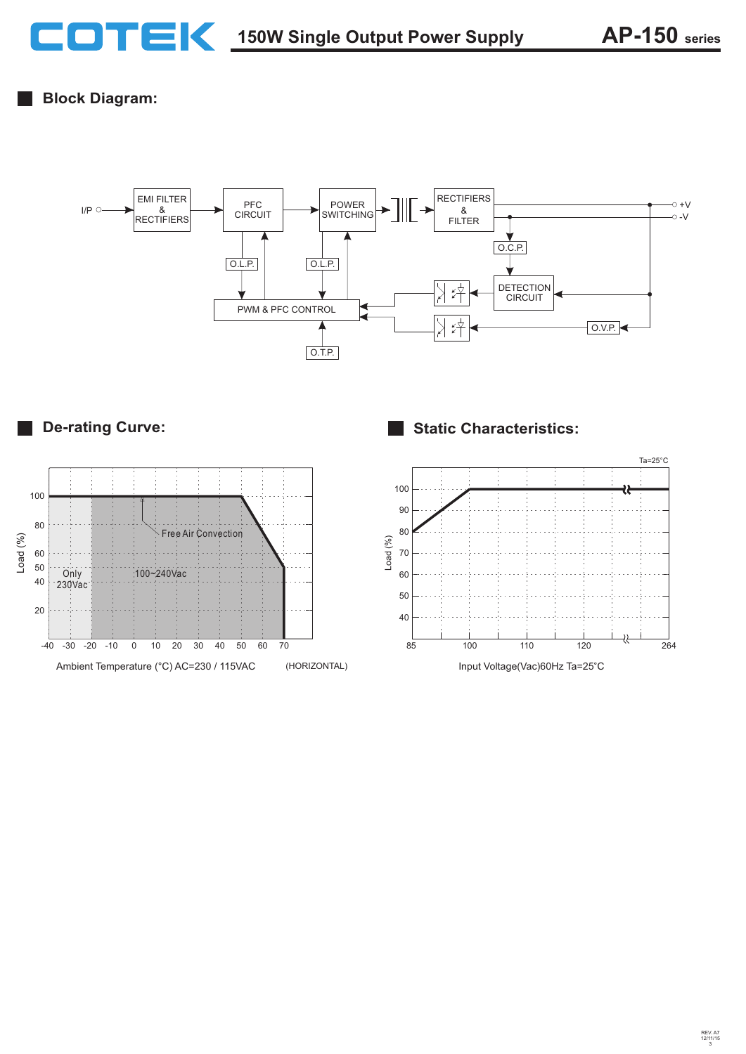## Block Diagram:

I/P

EMI FILTER & RECTIFIERS

PFC CIRCUIT

POWER SWITCHING

RECTIFIERS & FILTER

+V

-V

O.L.P.

O.L.P.

O.C.P.

PWM & PFC CONTROL

DETECTION CIRCUIT

O.V.P.

O.T.P.

## De-rating Curve:

Load (%)

100
80
60
50
40
20

Free Air Convection

Only 230Vac

100~240Vac

-40 -30 -20 -10 0 10 20 30 40 50 60 70

Ambient Temperature (°C) AC=230 / 115VAC

(HORIZONTAL)

## Static Characteristics:

Ta=25°C

Load (%)

100
90
80
70
60
50
40

85 100 110 120 264

Input Voltage(Vac)60Hz Ta=25°C